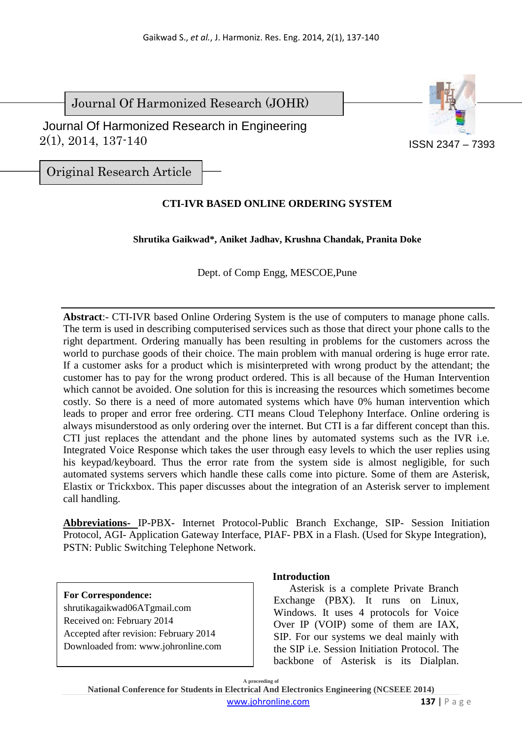Journal Of Harmonized Research (JOHR)

Journal Of Harmonized Research in Engineering
2(1), 2014, 137-140

ISSN 2347 – 7393

Original Research Article

# CTI-IVR BASED ONLINE ORDERING SYSTEM

**Shrutika Gaikwad*, Aniket Jadhav, Krushna Chandak, Pranita Doke**

Dept. of Comp Engg, MESCOE,Pune

**Abstract**:- CTI-IVR based Online Ordering System is the use of computers to manage phone calls. The term is used in describing computerised services such as those that direct your phone calls to the right department. Ordering manually has been resulting in problems for the customers across the world to purchase goods of their choice. The main problem with manual ordering is huge error rate. If a customer asks for a product which is misinterpreted with wrong product by the attendant; the customer has to pay for the wrong product ordered. This is all because of the Human Intervention which cannot be avoided. One solution for this is increasing the resources which sometimes become costly. So there is a need of more automated systems which have 0% human intervention which leads to proper and error free ordering. CTI means Cloud Telephony Interface. Online ordering is always misunderstood as only ordering over the internet. But CTI is a far different concept than this. CTI just replaces the attendant and the phone lines by automated systems such as the IVR i.e. Integrated Voice Response which takes the user through easy levels to which the user replies using his keypad/keyboard. Thus the error rate from the system side is almost negligible, for such automated systems servers which handle these calls come into picture. Some of them are Asterisk, Elastix or Trickxbox. This paper discusses about the integration of an Asterisk server to implement call handling.

**Abbreviations-** IP-PBX- Internet Protocol-Public Branch Exchange, SIP- Session Initiation Protocol, AGI- Application Gateway Interface, PIAF- PBX in a Flash. (Used for Skype Integration), PSTN: Public Switching Telephone Network.

**For Correspondence:**
shrutikagaikwad06ATgmail.com
Received on: February 2014
Accepted after revision: February 2014
Downloaded from: www.johronline.com

## Introduction

Asterisk is a complete Private Branch Exchange (PBX). It runs on Linux, Windows. It uses 4 protocols for Voice Over IP (VOIP) some of them are IAX, SIP. For our systems we deal mainly with the SIP i.e. Session Initiation Protocol. The backbone of Asterisk is its Dialplan.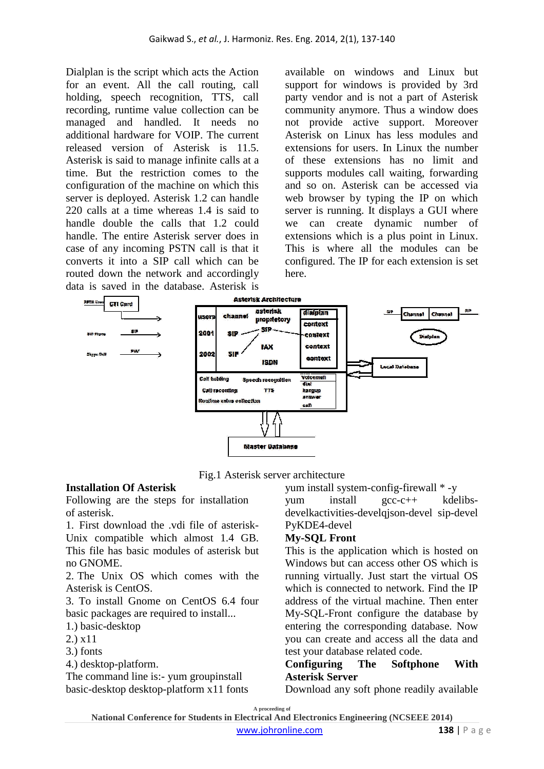Dialplan is the script which acts the Action for an event. All the call routing, call holding, speech recognition, TTS, call recording, runtime value collection can be managed and handled. It needs no additional hardware for VOIP. The current released version of Asterisk is 11.5. Asterisk is said to manage infinite calls at a time. But the restriction comes to the configuration of the machine on which this server is deployed. Asterisk 1.2 can handle 220 calls at a time whereas 1.4 is said to handle double the calls that 1.2 could handle. The entire Asterisk server does in case of any incoming PSTN call is that it converts it into a SIP call which can be routed down the network and accordingly data is saved in the database. Asterisk is available on windows and Linux but support for windows is provided by 3rd party vendor and is not a part of Asterisk community anymore. Thus a window does not provide active support. Moreover Asterisk on Linux has less modules and extensions for users. In Linux the number of these extensions has no limit and supports modules call waiting, forwarding and so on. Asterisk can be accessed via web browser by typing the IP on which server is running. It displays a GUI where we can create dynamic number of extensions which is a plus point in Linux. This is where all the modules can be configured. The IP for each extension is set here.

Fig.1 Asterisk server architecture

**Installation Of Asterisk**

Following are the steps for installation of asterisk.

1. First download the .vdi file of asterisk-Unix compatible which almost 1.4 GB. This file has basic modules of asterisk but no GNOME.
2. The Unix OS which comes with the Asterisk is CentOS.
3. To install Gnome on CentOS 6.4 four basic packages are required to install...

1.) basic-desktop
2.) x11
3.) fonts
4.) desktop-platform.

The command line is:- yum groupinstall basic-desktop desktop-platform x11 fonts yum install system-config-firewall * -y yum install gcc-c++ kdelibs-develkactivities-develqjson-devel sip-devel PyKDE4-devel

**My-SQL Front**

This is the application which is hosted on Windows but can access other OS which is running virtually. Just start the virtual OS which is connected to network. Find the IP address of the virtual machine. Then enter My-SQL-Front configure the database by entering the corresponding database. Now you can create and access all the data and test your database related code.

**Configuring The Softphone With Asterisk Server**

Download any soft phone readily available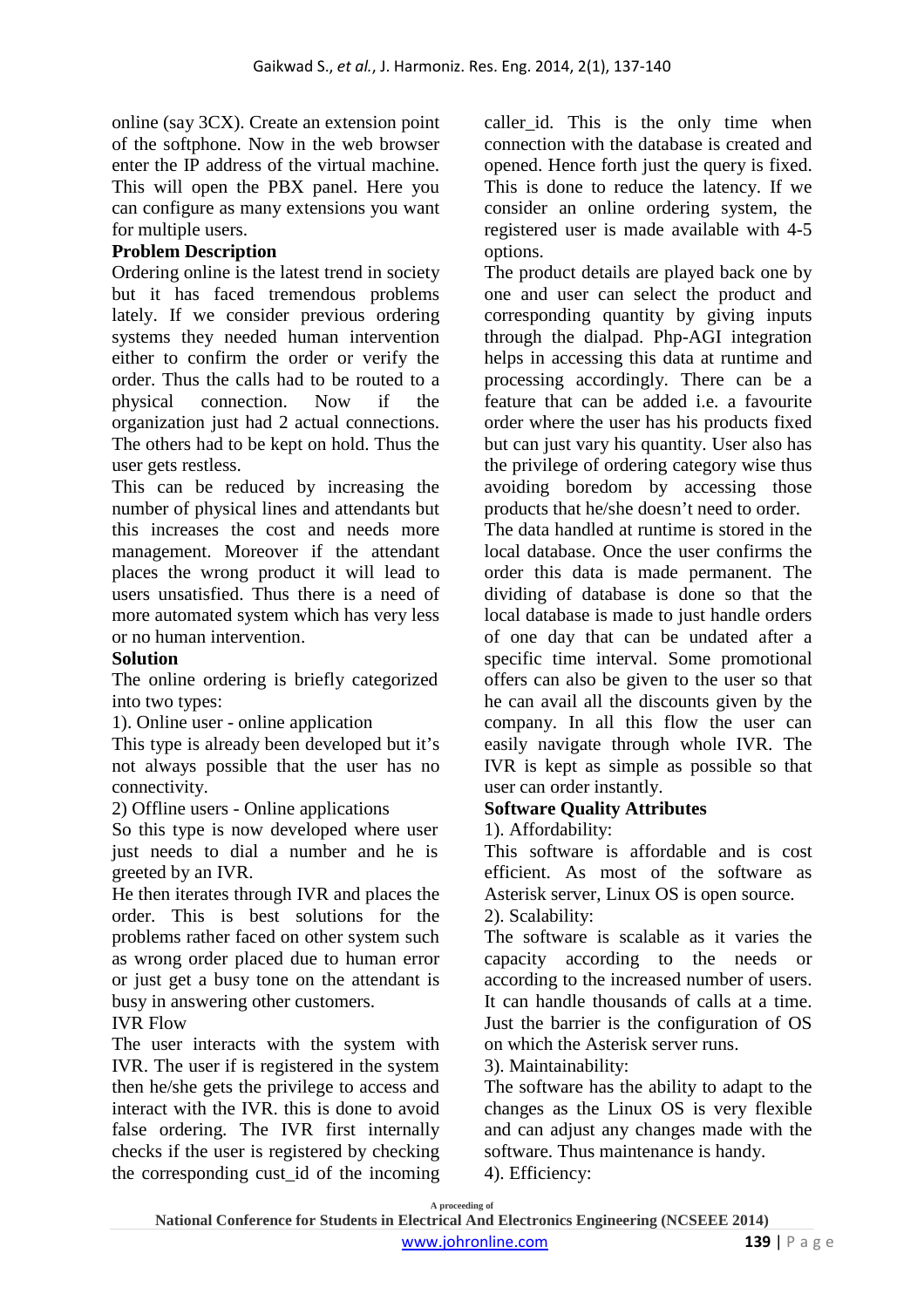online (say 3CX). Create an extension point of the softphone. Now in the web browser enter the IP address of the virtual machine. This will open the PBX panel. Here you can configure as many extensions you want for multiple users.

**Problem Description**

Ordering online is the latest trend in society but it has faced tremendous problems lately. If we consider previous ordering systems they needed human intervention either to confirm the order or verify the order. Thus the calls had to be routed to a physical connection. Now if the organization just had 2 actual connections. The others had to be kept on hold. Thus the user gets restless.

This can be reduced by increasing the number of physical lines and attendants but this increases the cost and needs more management. Moreover if the attendant places the wrong product it will lead to users unsatisfied. Thus there is a need of more automated system which has very less or no human intervention.

**Solution**

The online ordering is briefly categorized into two types:

1). Online user - online application

This type is already been developed but it's not always possible that the user has no connectivity.

2) Offline users - Online applications

So this type is now developed where user just needs to dial a number and he is greeted by an IVR.

He then iterates through IVR and places the order. This is best solutions for the problems rather faced on other system such as wrong order placed due to human error or just get a busy tone on the attendant is busy in answering other customers.

IVR Flow

The user interacts with the system with IVR. The user if is registered in the system then he/she gets the privilege to access and interact with the IVR. this is done to avoid false ordering. The IVR first internally checks if the user is registered by checking the corresponding cust_id of the incoming caller_id. This is the only time when connection with the database is created and opened. Hence forth just the query is fixed. This is done to reduce the latency. If we consider an online ordering system, the registered user is made available with 4-5 options.

The product details are played back one by one and user can select the product and corresponding quantity by giving inputs through the dialpad. Php-AGI integration helps in accessing this data at runtime and processing accordingly. There can be a feature that can be added i.e. a favourite order where the user has his products fixed but can just vary his quantity. User also has the privilege of ordering category wise thus avoiding boredom by accessing those products that he/she doesn't need to order.

The data handled at runtime is stored in the local database. Once the user confirms the order this data is made permanent. The dividing of database is done so that the local database is made to just handle orders of one day that can be undated after a specific time interval. Some promotional offers can also be given to the user so that he can avail all the discounts given by the company. In all this flow the user can easily navigate through whole IVR. The IVR is kept as simple as possible so that user can order instantly.

**Software Quality Attributes**

1). Affordability:

This software is affordable and is cost efficient. As most of the software as Asterisk server, Linux OS is open source.

2). Scalability:

The software is scalable as it varies the capacity according to the needs or according to the increased number of users. It can handle thousands of calls at a time. Just the barrier is the configuration of OS on which the Asterisk server runs.

3). Maintainability:

The software has the ability to adapt to the changes as the Linux OS is very flexible and can adjust any changes made with the software. Thus maintenance is handy.

4). Efficiency: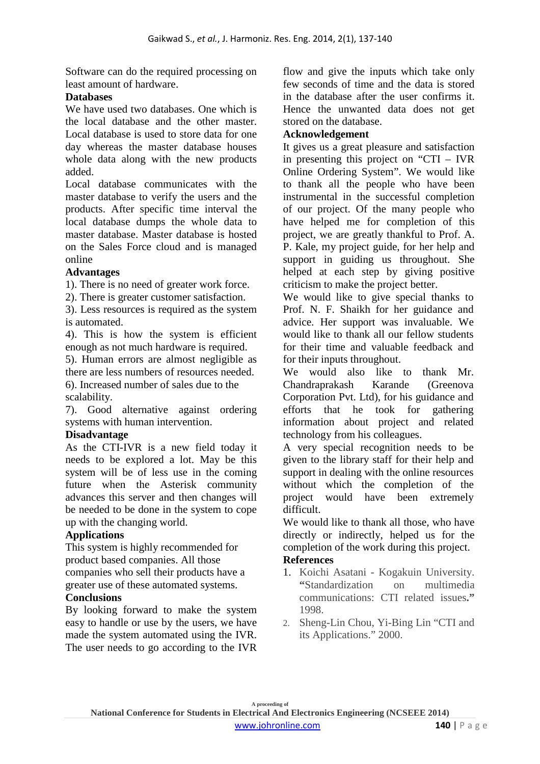Software can do the required processing on least amount of hardware.

**Databases**

We have used two databases. One which is the local database and the other master. Local database is used to store data for one day whereas the master database houses whole data along with the new products added.

Local database communicates with the master database to verify the users and the products. After specific time interval the local database dumps the whole data to master database. Master database is hosted on the Sales Force cloud and is managed online

**Advantages**

1). There is no need of greater work force.

2). There is greater customer satisfaction.

3). Less resources is required as the system is automated.

4). This is how the system is efficient enough as not much hardware is required.

5). Human errors are almost negligible as there are less numbers of resources needed.

6). Increased number of sales due to the scalability.

7). Good alternative against ordering systems with human intervention.

**Disadvantage**

As the CTI-IVR is a new field today it needs to be explored a lot. May be this system will be of less use in the coming future when the Asterisk community advances this server and then changes will be needed to be done in the system to cope up with the changing world.

**Applications**

This system is highly recommended for product based companies. All those companies who sell their products have a greater use of these automated systems.

**Conclusions**

By looking forward to make the system easy to handle or use by the users, we have made the system automated using the IVR. The user needs to go according to the IVR flow and give the inputs which take only few seconds of time and the data is stored in the database after the user confirms it. Hence the unwanted data does not get stored on the database.

**Acknowledgement**

It gives us a great pleasure and satisfaction in presenting this project on "CTI – IVR Online Ordering System". We would like to thank all the people who have been instrumental in the successful completion of our project. Of the many people who have helped me for completion of this project, we are greatly thankful to Prof. A. P. Kale, my project guide, for her help and support in guiding us throughout. She helped at each step by giving positive criticism to make the project better.

We would like to give special thanks to Prof. N. F. Shaikh for her guidance and advice. Her support was invaluable. We would like to thank all our fellow students for their time and valuable feedback and for their inputs throughout.

We would also like to thank Mr. Chandraprakash Karande (Greenova Corporation Pvt. Ltd), for his guidance and efforts that he took for gathering information about project and related technology from his colleagues.

A very special recognition needs to be given to the library staff for their help and support in dealing with the online resources without which the completion of the project would have been extremely difficult.

We would like to thank all those, who have directly or indirectly, helped us for the completion of the work during this project.

**References**

1. Koichi Asatani - Kogakuin University. **"**Standardization on multimedia communications: CTI related issues**.**" 1998.
2. Sheng-Lin Chou, Yi-Bing Lin "CTI and its Applications." 2000.